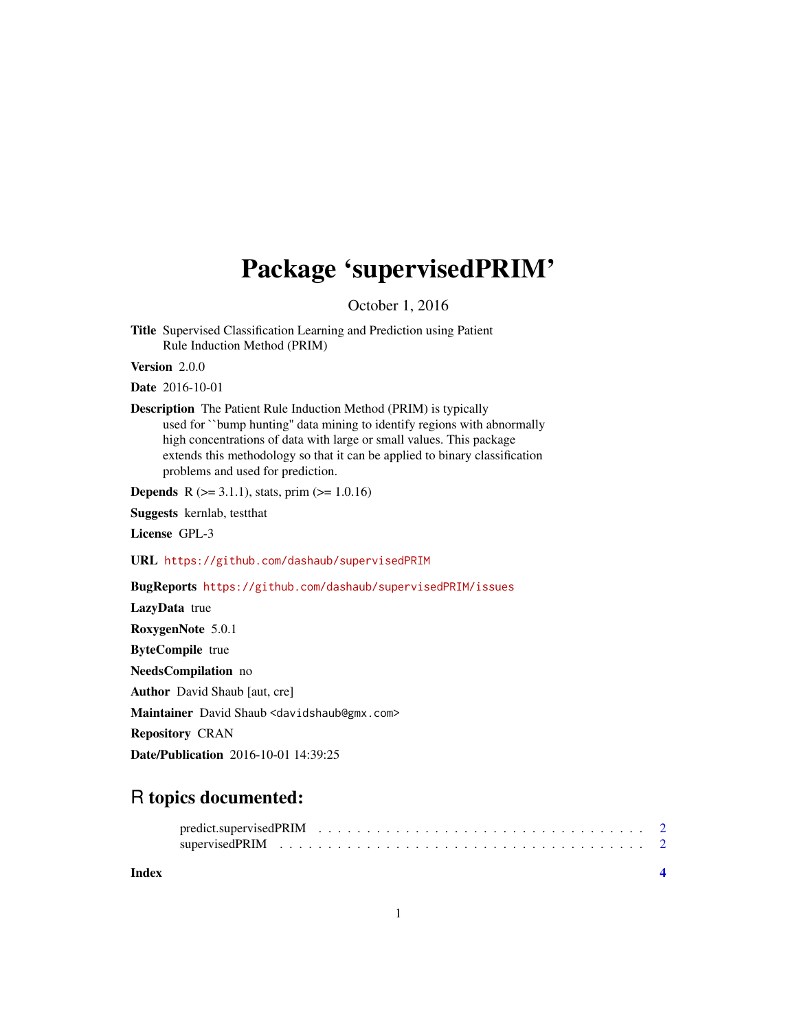# Package 'supervisedPRIM'

October 1, 2016

**Title** Supervised Classification Learning and Prediction using Patient Rule Induction Method (PRIM)

**Version** 2.0.0

**Date** 2016-10-01

**Description** The Patient Rule Induction Method (PRIM) is typically used for ``bump hunting'' data mining to identify regions with abnormally high concentrations of data with large or small values. This package extends this methodology so that it can be applied to binary classification problems and used for prediction.

**Depends** R (>= 3.1.1), stats, prim (>= 1.0.16)

**Suggests** kernlab, testthat

**License** GPL-3

**URL** https://github.com/dashaub/supervisedPRIM

**BugReports** https://github.com/dashaub/supervisedPRIM/issues

**LazyData** true

**RoxygenNote** 5.0.1

**ByteCompile** true

**NeedsCompilation** no

**Author** David Shaub [aut, cre]

**Maintainer** David Shaub <davidshaub@gmx.com>

**Repository** CRAN

**Date/Publication** 2016-10-01 14:39:25

## R topics documented:

predict.supervisedPRIM . . . . . . . . . . . . . . . . . . . . . . . . . . . . . . . . . 2
supervisedPRIM . . . . . . . . . . . . . . . . . . . . . . . . . . . . . . . . . . . . . 2

**Index** **4**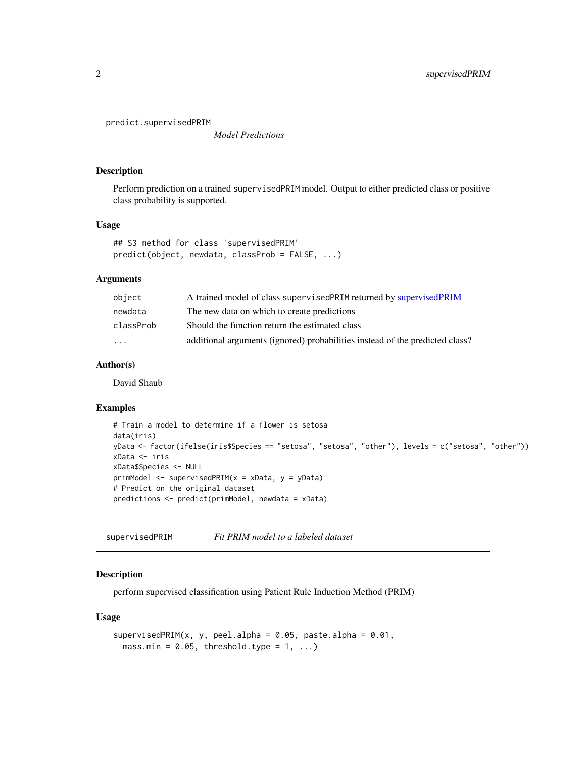## predict.supervisedPRIM

*Model Predictions*

### Description

Perform prediction on a trained `supervisedPRIM` model. Output to either predicted class or positive class probability is supported.

### Usage

```
## S3 method for class 'supervisedPRIM'
predict(object, newdata, classProb = FALSE, ...)
```

### Arguments

| | |
|---|---|
| `object` | A trained model of class `supervisedPRIM` returned by supervisedPRIM |
| `newdata` | The new data on which to create predictions |
| `classProb` | Should the function return the estimated class |
| `...` | additional arguments (ignored) probabilities instead of the predicted class? |

### Author(s)

David Shaub

### Examples

```
# Train a model to determine if a flower is setosa
data(iris)
yData <- factor(ifelse(iris$Species == "setosa", "setosa", "other"), levels = c("setosa", "other"))
xData <- iris
xData$Species <- NULL
primModel <- supervisedPRIM(x = xData, y = yData)
# Predict on the original dataset
predictions <- predict(primModel, newdata = xData)
```

## supervisedPRIM

*Fit PRIM model to a labeled dataset*

### Description

perform supervised classification using Patient Rule Induction Method (PRIM)

### Usage

```
supervisedPRIM(x, y, peel.alpha = 0.05, paste.alpha = 0.01,
  mass.min = 0.05, threshold.type = 1, ...)
```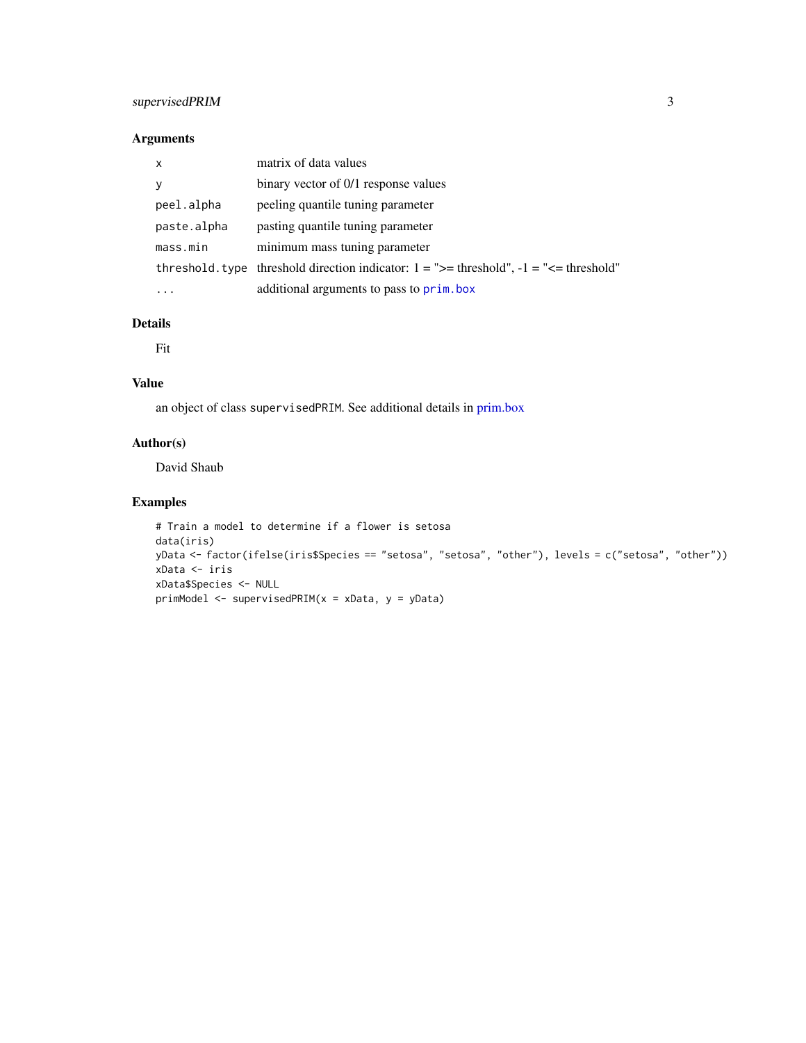## Arguments

| | |
|---|---|
| x | matrix of data values |
| y | binary vector of 0/1 response values |
| peel.alpha | peeling quantile tuning parameter |
| paste.alpha | pasting quantile tuning parameter |
| mass.min | minimum mass tuning parameter |
| threshold.type | threshold direction indicator: 1 = ">= threshold", -1 = "<= threshold" |
| ... | additional arguments to pass to prim.box |

## Details

Fit

## Value

an object of class supervisedPRIM. See additional details in prim.box

## Author(s)

David Shaub

## Examples

```
# Train a model to determine if a flower is setosa
data(iris)
yData <- factor(ifelse(iris$Species == "setosa", "setosa", "other"), levels = c("setosa", "other"))
xData <- iris
xData$Species <- NULL
primModel <- supervisedPRIM(x = xData, y = yData)
```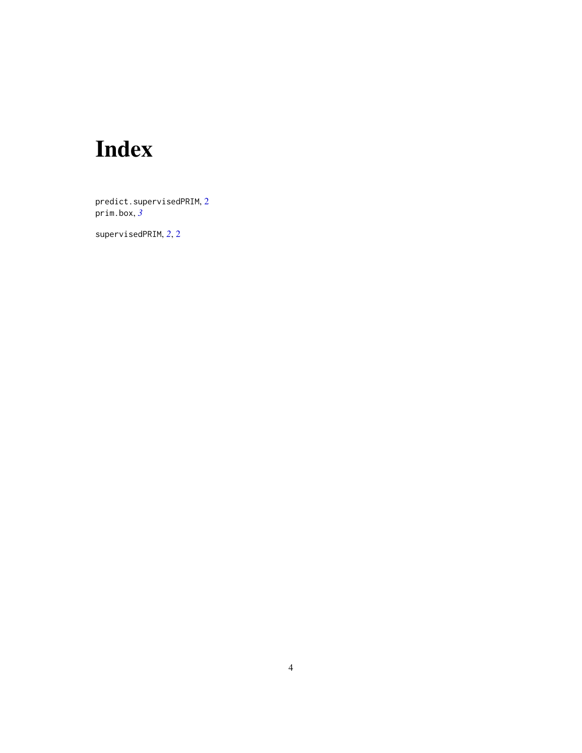# Index

predict.supervisedPRIM, 2
prim.box, *3*

supervisedPRIM, *2*, 2